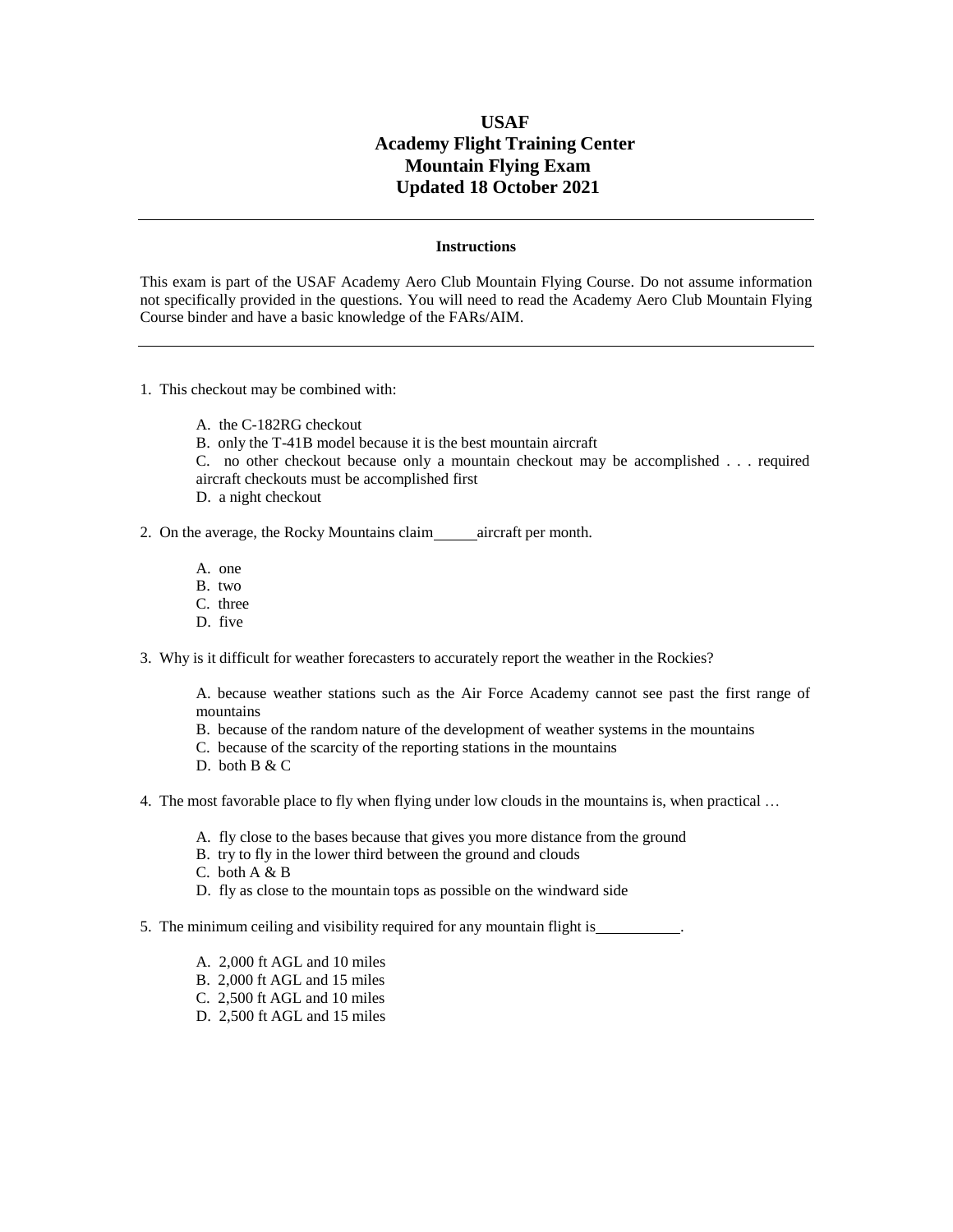# USAF
# Academy Flight Training Center
# Mountain Flying Exam
# Updated 18 October 2021

---

**Instructions**

This exam is part of the USAF Academy Aero Club Mountain Flying Course. Do not assume information not specifically provided in the questions. You will need to read the Academy Aero Club Mountain Flying Course binder and have a basic knowledge of the FARs/AIM.

---

1. This checkout may be combined with:

   A. the C-182RG checkout
   B. only the T-41B model because it is the best mountain aircraft
   C. no other checkout because only a mountain checkout may be accomplished . . . required aircraft checkouts must be accomplished first
   D. a night checkout

2. On the average, the Rocky Mountains claim _____ aircraft per month.

   A. one
   B. two
   C. three
   D. five

3. Why is it difficult for weather forecasters to accurately report the weather in the Rockies?

   A. because weather stations such as the Air Force Academy cannot see past the first range of mountains
   B. because of the random nature of the development of weather systems in the mountains
   C. because of the scarcity of the reporting stations in the mountains
   D. both B & C

4. The most favorable place to fly when flying under low clouds in the mountains is, when practical …

   A. fly close to the bases because that gives you more distance from the ground
   B. try to fly in the lower third between the ground and clouds
   C. both A & B
   D. fly as close to the mountain tops as possible on the windward side

5. The minimum ceiling and visibility required for any mountain flight is __________.

   A. 2,000 ft AGL and 10 miles
   B. 2,000 ft AGL and 15 miles
   C. 2,500 ft AGL and 10 miles
   D. 2,500 ft AGL and 15 miles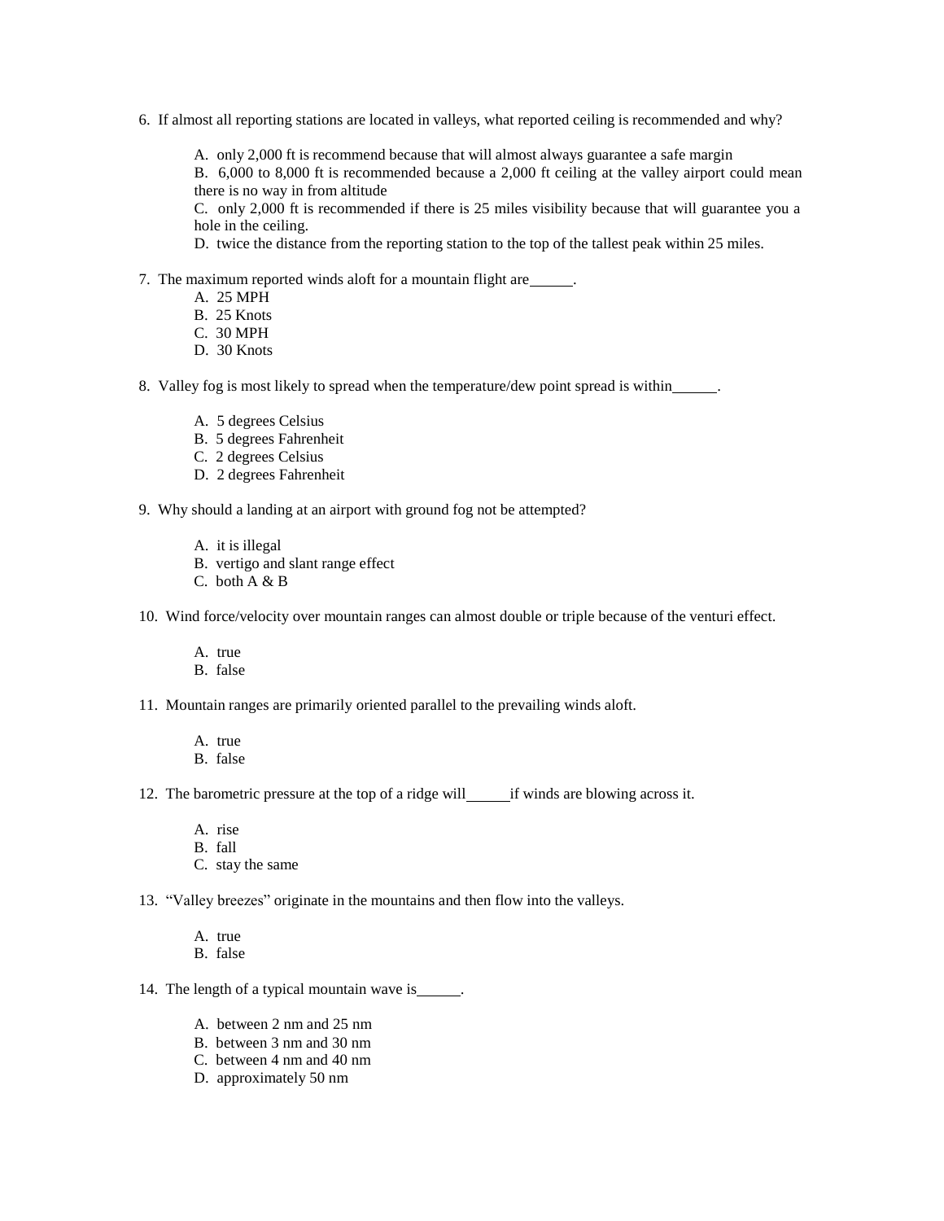6. If almost all reporting stations are located in valleys, what reported ceiling is recommended and why?

   A. only 2,000 ft is recommend because that will almost always guarantee a safe margin
   B. 6,000 to 8,000 ft is recommended because a 2,000 ft ceiling at the valley airport could mean there is no way in from altitude
   C. only 2,000 ft is recommended if there is 25 miles visibility because that will guarantee you a hole in the ceiling.
   D. twice the distance from the reporting station to the top of the tallest peak within 25 miles.

7. The maximum reported winds aloft for a mountain flight are______.
   A. 25 MPH
   B. 25 Knots
   C. 30 MPH
   D. 30 Knots

8. Valley fog is most likely to spread when the temperature/dew point spread is within______.

   A. 5 degrees Celsius
   B. 5 degrees Fahrenheit
   C. 2 degrees Celsius
   D. 2 degrees Fahrenheit

9. Why should a landing at an airport with ground fog not be attempted?

   A. it is illegal
   B. vertigo and slant range effect
   C. both A & B

10. Wind force/velocity over mountain ranges can almost double or triple because of the venturi effect.

    A. true
    B. false

11. Mountain ranges are primarily oriented parallel to the prevailing winds aloft.

    A. true
    B. false

12. The barometric pressure at the top of a ridge will______if winds are blowing across it.

    A. rise
    B. fall
    C. stay the same

13. "Valley breezes" originate in the mountains and then flow into the valleys.

    A. true
    B. false

14. The length of a typical mountain wave is______.

    A. between 2 nm and 25 nm
    B. between 3 nm and 30 nm
    C. between 4 nm and 40 nm
    D. approximately 50 nm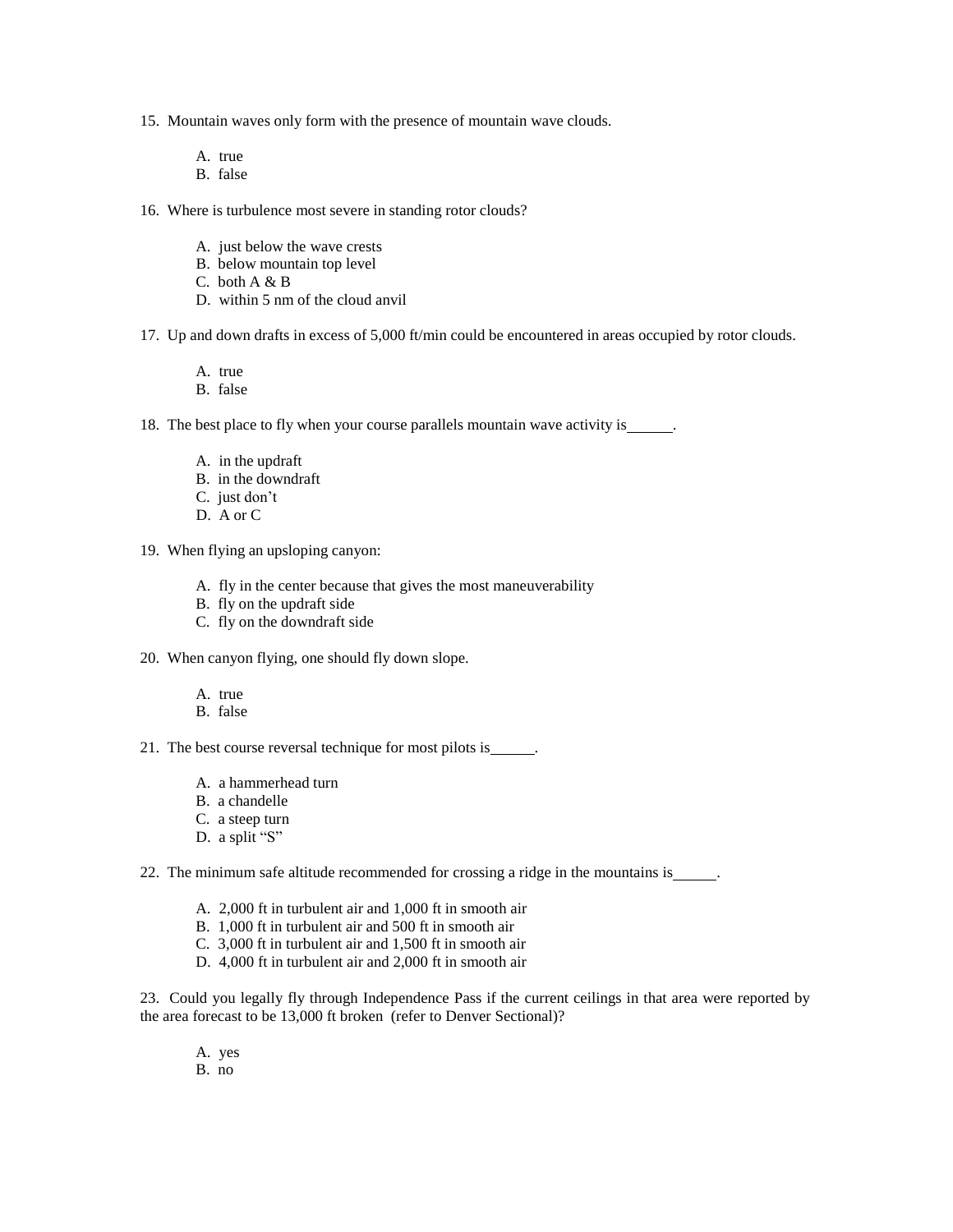15. Mountain waves only form with the presence of mountain wave clouds.

    A. true
    B. false

16. Where is turbulence most severe in standing rotor clouds?

    A. just below the wave crests
    B. below mountain top level
    C. both A & B
    D. within 5 nm of the cloud anvil

17. Up and down drafts in excess of 5,000 ft/min could be encountered in areas occupied by rotor clouds.

    A. true
    B. false

18. The best place to fly when your course parallels mountain wave activity is______.

    A. in the updraft
    B. in the downdraft
    C. just don't
    D. A or C

19. When flying an upsloping canyon:

    A. fly in the center because that gives the most maneuverability
    B. fly on the updraft side
    C. fly on the downdraft side

20. When canyon flying, one should fly down slope.

    A. true
    B. false

21. The best course reversal technique for most pilots is______.

    A. a hammerhead turn
    B. a chandelle
    C. a steep turn
    D. a split "S"

22. The minimum safe altitude recommended for crossing a ridge in the mountains is______.

    A. 2,000 ft in turbulent air and 1,000 ft in smooth air
    B. 1,000 ft in turbulent air and 500 ft in smooth air
    C. 3,000 ft in turbulent air and 1,500 ft in smooth air
    D. 4,000 ft in turbulent air and 2,000 ft in smooth air

23. Could you legally fly through Independence Pass if the current ceilings in that area were reported by the area forecast to be 13,000 ft broken (refer to Denver Sectional)?

    A. yes
    B. no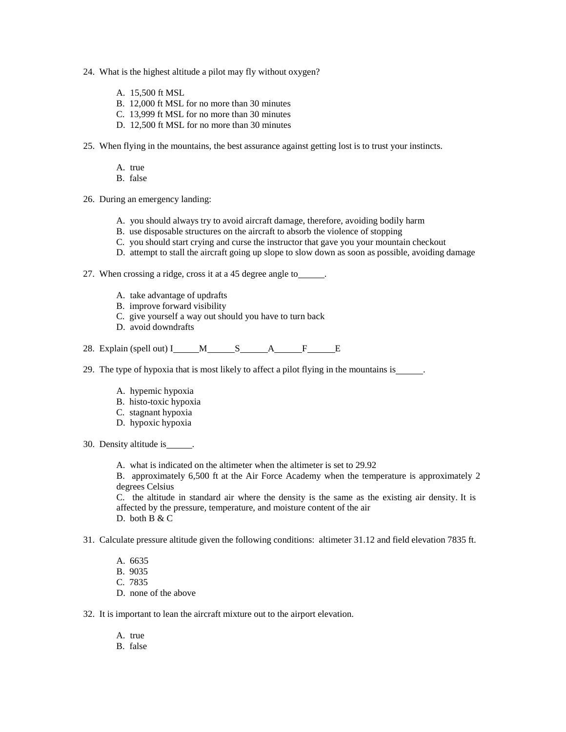24. What is the highest altitude a pilot may fly without oxygen?

    A. 15,500 ft MSL
    B. 12,000 ft MSL for no more than 30 minutes
    C. 13,999 ft MSL for no more than 30 minutes
    D. 12,500 ft MSL for no more than 30 minutes

25. When flying in the mountains, the best assurance against getting lost is to trust your instincts.

    A. true
    B. false

26. During an emergency landing:

    A. you should always try to avoid aircraft damage, therefore, avoiding bodily harm
    B. use disposable structures on the aircraft to absorb the violence of stopping
    C. you should start crying and curse the instructor that gave you your mountain checkout
    D. attempt to stall the aircraft going up slope to slow down as soon as possible, avoiding damage

27. When crossing a ridge, cross it at a 45 degree angle to______.

    A. take advantage of updrafts
    B. improve forward visibility
    C. give yourself a way out should you have to turn back
    D. avoid downdrafts

28. Explain (spell out) I______M______S______A______F______E

29. The type of hypoxia that is most likely to affect a pilot flying in the mountains is______.

    A. hypemic hypoxia
    B. histo-toxic hypoxia
    C. stagnant hypoxia
    D. hypoxic hypoxia

30. Density altitude is______.

    A. what is indicated on the altimeter when the altimeter is set to 29.92
    B. approximately 6,500 ft at the Air Force Academy when the temperature is approximately 2 degrees Celsius
    C. the altitude in standard air where the density is the same as the existing air density. It is affected by the pressure, temperature, and moisture content of the air
    D. both B & C

31. Calculate pressure altitude given the following conditions: altimeter 31.12 and field elevation 7835 ft.

    A. 6635
    B. 9035
    C. 7835
    D. none of the above

32. It is important to lean the aircraft mixture out to the airport elevation.

    A. true
    B. false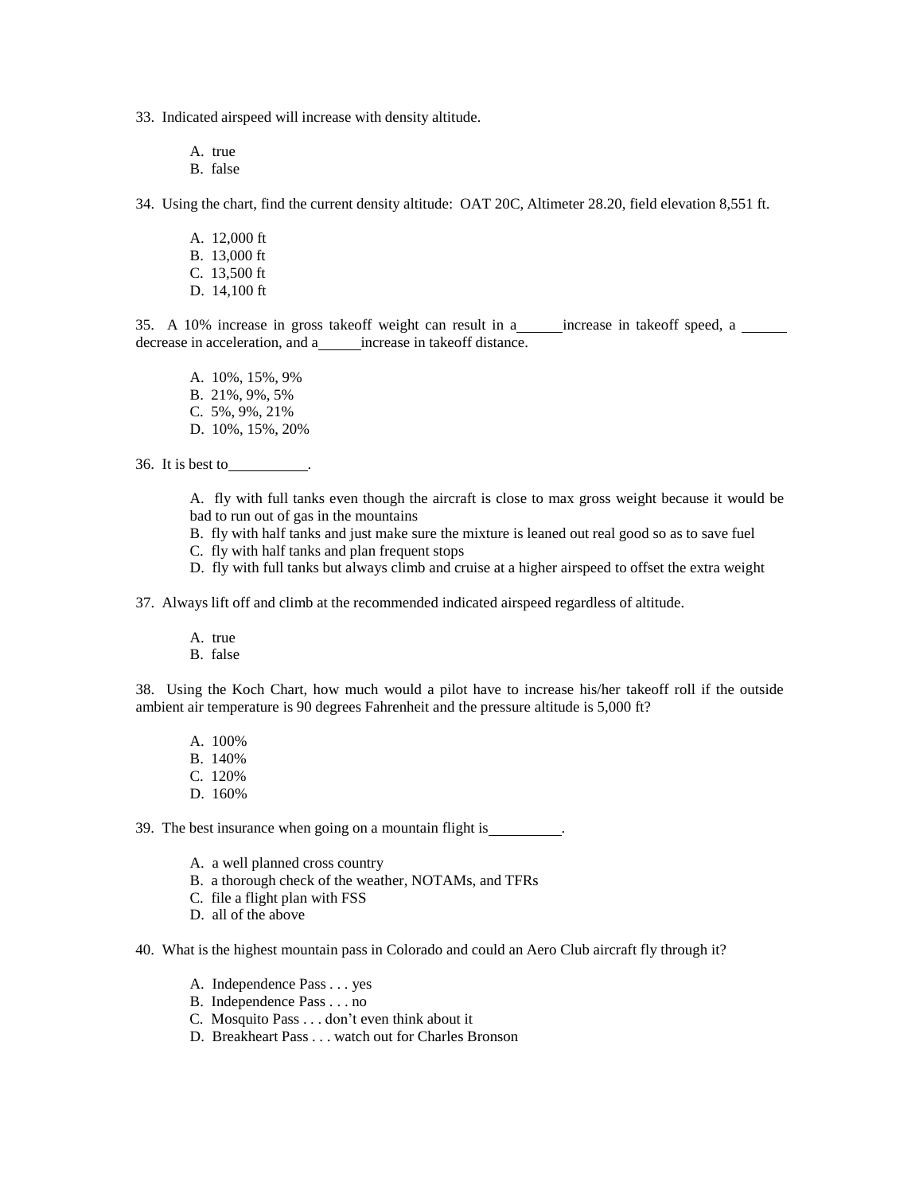33. Indicated airspeed will increase with density altitude.

   A. true
   B. false

34. Using the chart, find the current density altitude: OAT 20C, Altimeter 28.20, field elevation 8,551 ft.

   A. 12,000 ft
   B. 13,000 ft
   C. 13,500 ft
   D. 14,100 ft

35. A 10% increase in gross takeoff weight can result in a ______ increase in takeoff speed, a ______ decrease in acceleration, and a ______ increase in takeoff distance.

   A. 10%, 15%, 9%
   B. 21%, 9%, 5%
   C. 5%, 9%, 21%
   D. 10%, 15%, 20%

36. It is best to __________.

   A. fly with full tanks even though the aircraft is close to max gross weight because it would be bad to run out of gas in the mountains
   B. fly with half tanks and just make sure the mixture is leaned out real good so as to save fuel
   C. fly with half tanks and plan frequent stops
   D. fly with full tanks but always climb and cruise at a higher airspeed to offset the extra weight

37. Always lift off and climb at the recommended indicated airspeed regardless of altitude.

   A. true
   B. false

38. Using the Koch Chart, how much would a pilot have to increase his/her takeoff roll if the outside ambient air temperature is 90 degrees Fahrenheit and the pressure altitude is 5,000 ft?

   A. 100%
   B. 140%
   C. 120%
   D. 160%

39. The best insurance when going on a mountain flight is __________.

   A. a well planned cross country
   B. a thorough check of the weather, NOTAMs, and TFRs
   C. file a flight plan with FSS
   D. all of the above

40. What is the highest mountain pass in Colorado and could an Aero Club aircraft fly through it?

   A. Independence Pass . . . yes
   B. Independence Pass . . . no
   C. Mosquito Pass . . . don't even think about it
   D. Breakheart Pass . . . watch out for Charles Bronson